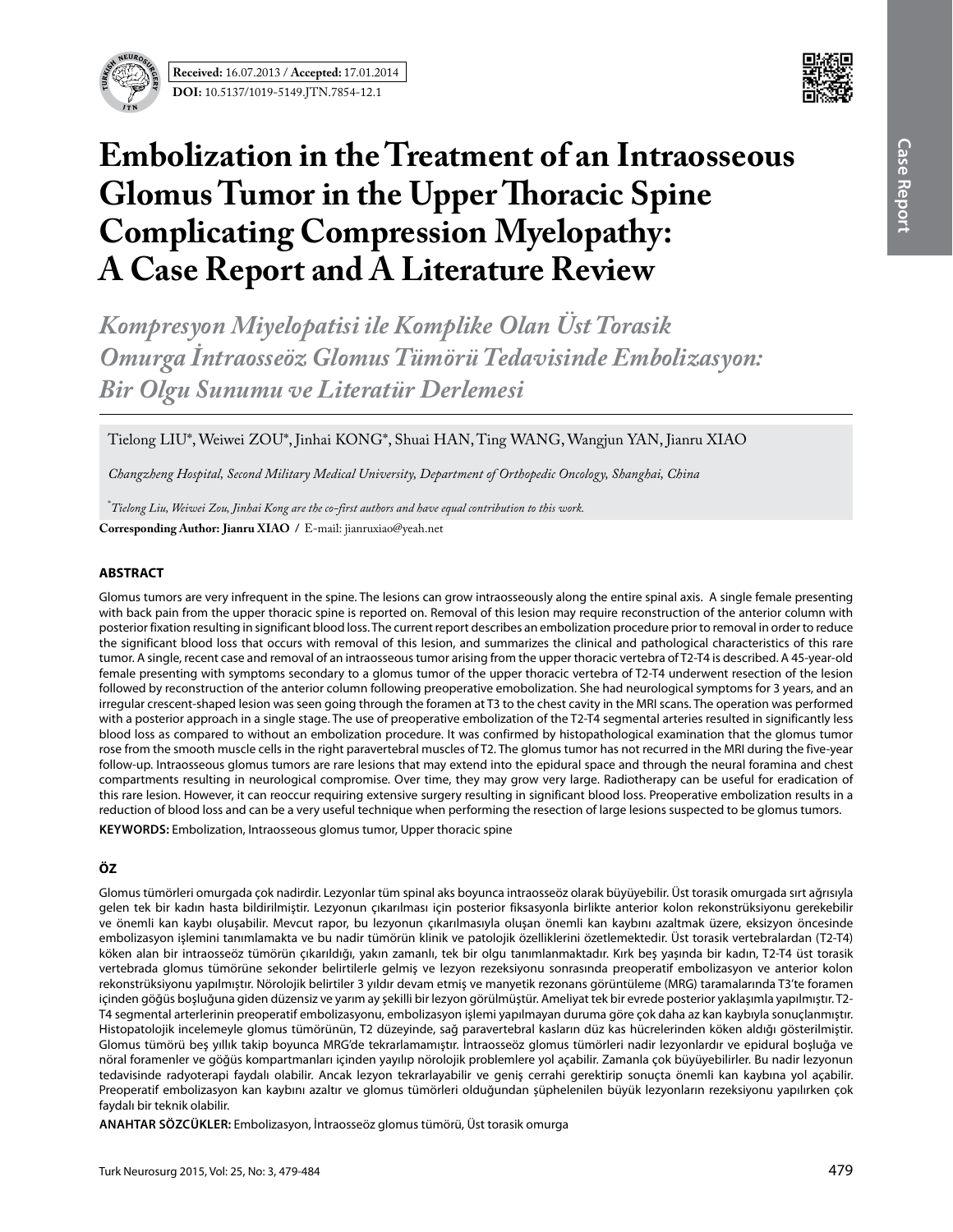**Received:** 16.07.2013 / **Accepted:** 17.01.2014

**DOI:** 10.5137/1019-5149.JTN.7854-12.1

# Embolization in the Treatment of an Intraosseous Glomus Tumor in the Upper Thoracic Spine Complicating Compression Myelopathy: A Case Report and A Literature Review

## *Kompresyon Miyelopatisi ile Komplike Olan Üst Torasik Omurga İntraosseöz Glomus Tümörü Tedavisinde Embolizasyon: Bir Olgu Sunumu ve Literatür Derlemesi*

Tielong LIU*, Weiwei ZOU*, Jinhai KONG*, Shuai HAN, Ting WANG, Wangjun YAN, Jianru XIAO

*Changzheng Hospital, Second Military Medical University, Department of Orthopedic Oncology, Shanghai, China*

*\*Tielong Liu, Weiwei Zou, Jinhai Kong are the co-first authors and have equal contribution to this work.*

**Corresponding Author: Jianru XIAO** / E-mail: jianruxiao@yeah.net

### ABSTRACT

Glomus tumors are very infrequent in the spine. The lesions can grow intraosseously along the entire spinal axis. A single female presenting with back pain from the upper thoracic spine is reported on. Removal of this lesion may require reconstruction of the anterior column with posterior fixation resulting in significant blood loss. The current report describes an embolization procedure prior to removal in order to reduce the significant blood loss that occurs with removal of this lesion, and summarizes the clinical and pathological characteristics of this rare tumor. A single, recent case and removal of an intraosseous tumor arising from the upper thoracic vertebra of T2-T4 is described. A 45-year-old female presenting with symptoms secondary to a glomus tumor of the upper thoracic vertebra of T2-T4 underwent resection of the lesion followed by reconstruction of the anterior column following preoperative emobolization. She had neurological symptoms for 3 years, and an irregular crescent-shaped lesion was seen going through the foramen at T3 to the chest cavity in the MRI scans. The operation was performed with a posterior approach in a single stage. The use of preoperative embolization of the T2-T4 segmental arteries resulted in significantly less blood loss as compared to without an embolization procedure. It was confirmed by histopathological examination that the glomus tumor rose from the smooth muscle cells in the right paravertebral muscles of T2. The glomus tumor has not recurred in the MRI during the five-year follow-up. Intraosseous glomus tumors are rare lesions that may extend into the epidural space and through the neural foramina and chest compartments resulting in neurological compromise. Over time, they may grow very large. Radiotherapy can be useful for eradication of this rare lesion. However, it can reoccur requiring extensive surgery resulting in significant blood loss. Preoperative embolization results in a reduction of blood loss and can be a very useful technique when performing the resection of large lesions suspected to be glomus tumors.

**KEYWORDS:** Embolization, Intraosseous glomus tumor, Upper thoracic spine

### ÖZ

Glomus tümörleri omurgada çok nadirdir. Lezyonlar tüm spinal aks boyunca intraosseöz olarak büyüyebilir. Üst torasik omurgada sırt ağrısıyla gelen tek bir kadın hasta bildirilmiştir. Lezyonun çıkarılması için posterior fiksasyonla birlikte anterior kolon rekonstrüksiyonu gerekebilir ve önemli kan kaybı oluşabilir. Mevcut rapor, bu lezyonun çıkarılmasıyla oluşan önemli kan kaybını azaltmak üzere, eksizyon öncesinde embolizasyon işlemini tanımlamakta ve bu nadir tümörün klinik ve patolojik özelliklerini özetlemektedir. Üst torasik vertebralardan (T2-T4) köken alan bir intraosseöz tümörün çıkarıldığı, yakın zamanlı, tek bir olgu tanımlanmaktadır. Kırk beş yaşında bir kadın, T2-T4 üst torasik vertebrada glomus tümörüne sekonder belirtilerle gelmiş ve lezyon rezeksiyonu sonrasında preoperatif embolizasyon ve anterior kolon rekonstrüksiyonu yapılmıştır. Nörolojik belirtiler 3 yıldır devam etmiş ve manyetik rezonans görüntüleme (MRG) taramalarında T3'te foramen içinden göğüs boşluğuna giden düzensiz ve yarım ay şekilli bir lezyon görülmüştür. Ameliyat tek bir evrede posterior yaklaşımla yapılmıştır. T2-T4 segmental arterlerinin preoperatif embolizasyonu, embolizasyon işlemi yapılmayan duruma göre çok daha az kan kaybıyla sonuçlanmıştır. Histopatolojik incelemeyle glomus tümörünün, T2 düzeyinde, sağ paravertebral kaslarının düz kas hücrelerinden köken aldığı gösterilmiştir. Glomus tümörü beş yıllık takip boyunca MRG'de tekrarlamamıştır. İntraosseöz glomus tümörleri nadir lezyonlardır ve epidural boşluğa ve nöral foramenler ve göğüs kompartmanları içinden yayılıp nörolojik problemlere yol açabilir. Zamanla çok büyüyebilirler. Bu nadir lezyonun tedavisinde radyoterapi faydalı olabilir. Ancak lezyon tekrarlayabilir ve geniş cerrahi gerektirip sonuçta önemli kan kaybına yol açabilir. Preoperatif embolizasyon kan kaybını azaltır ve glomus tümörleri olduğundan şüphelenilen büyük lezyonların rezeksiyonu yapılırken çok faydalı bir teknik olabilir.

**ANAHTAR SÖZCÜKLER:** Embolizasyon, İntraosseöz glomus tümörü, Üst torasik omurga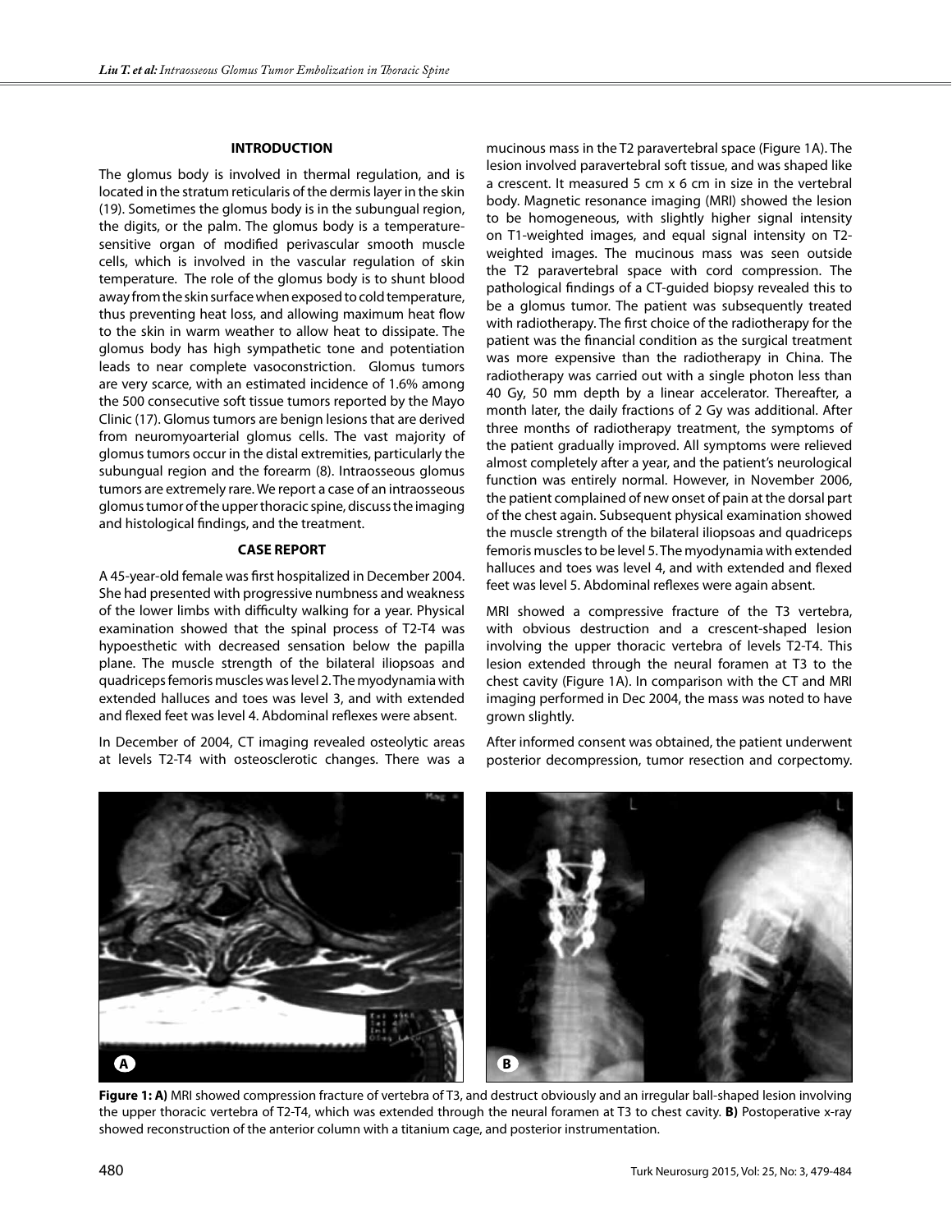## INTRODUCTION

The glomus body is involved in thermal regulation, and is located in the stratum reticularis of the dermis layer in the skin (19). Sometimes the glomus body is in the subungual region, the digits, or the palm. The glomus body is a temperature-sensitive organ of modified perivascular smooth muscle cells, which is involved in the vascular regulation of skin temperature. The role of the glomus body is to shunt blood away from the skin surface when exposed to cold temperature, thus preventing heat loss, and allowing maximum heat flow to the skin in warm weather to allow heat to dissipate. The glomus body has high sympathetic tone and potentiation leads to near complete vasoconstriction. Glomus tumors are very scarce, with an estimated incidence of 1.6% among the 500 consecutive soft tissue tumors reported by the Mayo Clinic (17). Glomus tumors are benign lesions that are derived from neuromyoarterial glomus cells. The vast majority of glomus tumors occur in the distal extremities, particularly the subungual region and the forearm (8). Intraosseous glomus tumors are extremely rare. We report a case of an intraosseous glomus tumor of the upper thoracic spine, discuss the imaging and histological findings, and the treatment.

## CASE REPORT

A 45-year-old female was first hospitalized in December 2004. She had presented with progressive numbness and weakness of the lower limbs with difficulty walking for a year. Physical examination showed that the spinal process of T2-T4 was hypoesthetic with decreased sensation below the papilla plane. The muscle strength of the bilateral iliopsoas and quadriceps femoris muscles was level 2. The myodynamia with extended halluces and toes was level 3, and with extended and flexed feet was level 4. Abdominal reflexes were absent.

In December of 2004, CT imaging revealed osteolytic areas at levels T2-T4 with osteosclerotic changes. There was a mucinous mass in the T2 paravertebral space (Figure 1A). The lesion involved paravertebral soft tissue, and was shaped like a crescent. It measured 5 cm x 6 cm in size in the vertebral body. Magnetic resonance imaging (MRI) showed the lesion to be homogeneous, with slightly higher signal intensity on T1-weighted images, and equal signal intensity on T2-weighted images. The mucinous mass was seen outside the T2 paravertebral space with cord compression. The pathological findings of a CT-guided biopsy revealed this to be a glomus tumor. The patient was subsequently treated with radiotherapy. The first choice of the radiotherapy for the patient was the financial condition as the surgical treatment was more expensive than the radiotherapy in China. The radiotherapy was carried out with a single photon less than 40 Gy, 50 mm depth by a linear accelerator. Thereafter, a month later, the daily fractions of 2 Gy was additional. After three months of radiotherapy treatment, the symptoms of the patient gradually improved. All symptoms were relieved almost completely after a year, and the patient's neurological function was entirely normal. However, in November 2006, the patient complained of new onset of pain at the dorsal part of the chest again. Subsequent physical examination showed the muscle strength of the bilateral iliopsoas and quadriceps femoris muscles to be level 5. The myodynamia with extended halluces and toes was level 4, and with extended and flexed feet was level 5. Abdominal reflexes were again absent.

MRI showed a compressive fracture of the T3 vertebra, with obvious destruction and a crescent-shaped lesion involving the upper thoracic vertebra of levels T2-T4. This lesion extended through the neural foramen at T3 to the chest cavity (Figure 1A). In comparison with the CT and MRI imaging performed in Dec 2004, the mass was noted to have grown slightly.

After informed consent was obtained, the patient underwent posterior decompression, tumor resection and corpectomy.

**Figure 1: A)** MRI showed compression fracture of vertebra of T3, and destruct obviously and an irregular ball-shaped lesion involving the upper thoracic vertebra of T2-T4, which was extended through the neural foramen at T3 to chest cavity. **B)** Postoperative x-ray showed reconstruction of the anterior column with a titanium cage, and posterior instrumentation.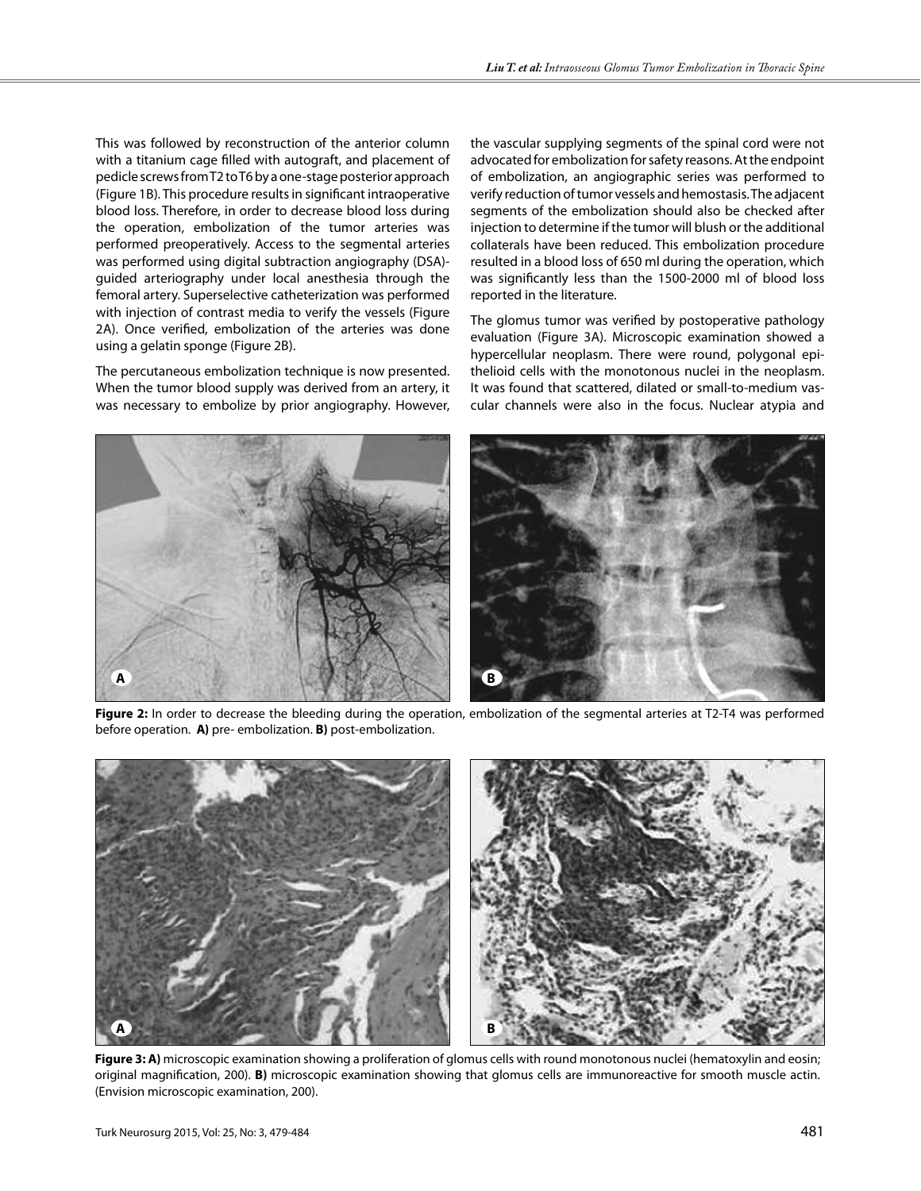This was followed by reconstruction of the anterior column with a titanium cage filled with autograft, and placement of pedicle screws from T2 to T6 by a one-stage posterior approach (Figure 1B). This procedure results in significant intraoperative blood loss. Therefore, in order to decrease blood loss during the operation, embolization of the tumor arteries was performed preoperatively. Access to the segmental arteries was performed using digital subtraction angiography (DSA)-guided arteriography under local anesthesia through the femoral artery. Superselective catheterization was performed with injection of contrast media to verify the vessels (Figure 2A). Once verified, embolization of the arteries was done using a gelatin sponge (Figure 2B).

The percutaneous embolization technique is now presented. When the tumor blood supply was derived from an artery, it was necessary to embolize by prior angiography. However, the vascular supplying segments of the spinal cord were not advocated for embolization for safety reasons. At the endpoint of embolization, an angiographic series was performed to verify reduction of tumor vessels and hemostasis. The adjacent segments of the embolization should also be checked after injection to determine if the tumor will blush or the additional collaterals have been reduced. This embolization procedure resulted in a blood loss of 650 ml during the operation, which was significantly less than the 1500-2000 ml of blood loss reported in the literature.

The glomus tumor was verified by postoperative pathology evaluation (Figure 3A). Microscopic examination showed a hypercellular neoplasm. There were round, polygonal epithelioid cells with the monotonous nuclei in the neoplasm. It was found that scattered, dilated or small-to-medium vascular channels were also in the focus. Nuclear atypia and

**Figure 2:** In order to decrease the bleeding during the operation, embolization of the segmental arteries at T2-T4 was performed before operation. **A)** pre- embolization. **B)** post-embolization.

**Figure 3: A)** microscopic examination showing a proliferation of glomus cells with round monotonous nuclei (hematoxylin and eosin; original magnification, 200). **B)** microscopic examination showing that glomus cells are immunoreactive for smooth muscle actin. (Envision microscopic examination, 200).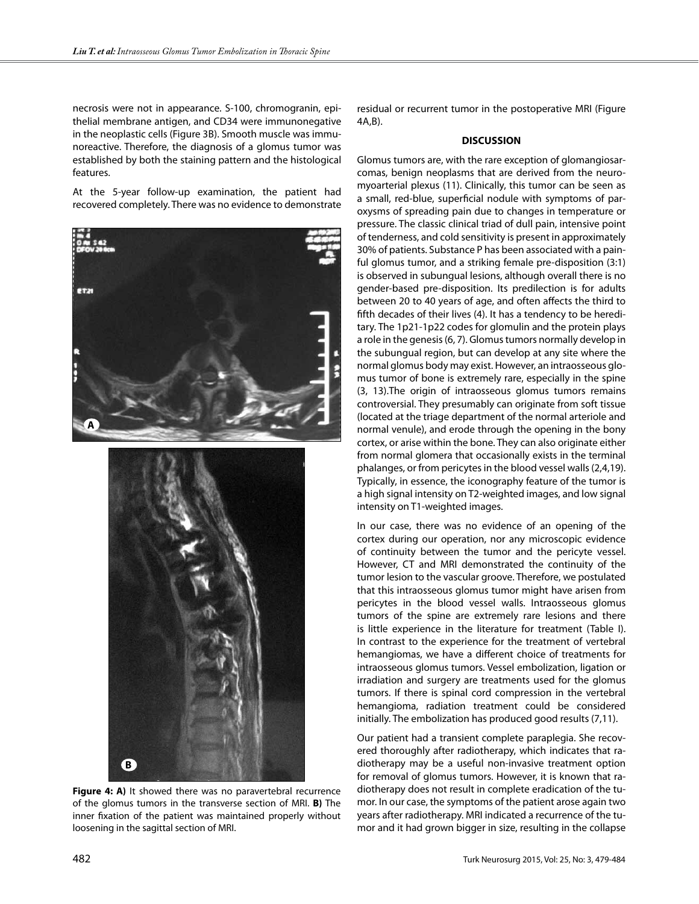necrosis were not in appearance. S-100, chromogranin, epithelial membrane antigen, and CD34 were immunonegative in the neoplastic cells (Figure 3B). Smooth muscle was immunoreactive. Therefore, the diagnosis of a glomus tumor was established by both the staining pattern and the histological features.

At the 5-year follow-up examination, the patient had recovered completely. There was no evidence to demonstrate residual or recurrent tumor in the postoperative MRI (Figure 4A,B).

**Figure 4: A)** It showed there was no paravertebral recurrence of the glomus tumors in the transverse section of MRI. **B)** The inner fixation of the patient was maintained properly without loosening in the sagittal section of MRI.

## DISCUSSION

Glomus tumors are, with the rare exception of glomangiosarcomas, benign neoplasms that are derived from the neuromyoarterial plexus (11). Clinically, this tumor can be seen as a small, red-blue, superficial nodule with symptoms of paroxysms of spreading pain due to changes in temperature or pressure. The classic clinical triad of dull pain, intensive point of tenderness, and cold sensitivity is present in approximately 30% of patients. Substance P has been associated with a painful glomus tumor, and a striking female pre-disposition (3:1) is observed in subungual lesions, although overall there is no gender-based pre-disposition. Its predilection is for adults between 20 to 40 years of age, and often affects the third to fifth decades of their lives (4). It has a tendency to be hereditary. The 1p21-1p22 codes for glomulin and the protein plays a role in the genesis (6, 7). Glomus tumors normally develop in the subungual region, but can develop at any site where the normal glomus body may exist. However, an intraosseous glomus tumor of bone is extremely rare, especially in the spine (3, 13).The origin of intraosseous glomus tumors remains controversial. They presumably can originate from soft tissue (located at the triage department of the normal arteriole and normal venule), and erode through the opening in the bony cortex, or arise within the bone. They can also originate either from normal glomera that occasionally exists in the terminal phalanges, or from pericytes in the blood vessel walls (2,4,19). Typically, in essence, the iconography feature of the tumor is a high signal intensity on T2-weighted images, and low signal intensity on T1-weighted images.

In our case, there was no evidence of an opening of the cortex during our operation, nor any microscopic evidence of continuity between the tumor and the pericyte vessel. However, CT and MRI demonstrated the continuity of the tumor lesion to the vascular groove. Therefore, we postulated that this intraosseous glomus tumor might have arisen from pericytes in the blood vessel walls. Intraosseous glomus tumors of the spine are extremely rare lesions and there is little experience in the literature for treatment (Table I). In contrast to the experience for the treatment of vertebral hemangiomas, we have a different choice of treatments for intraosseous glomus tumors. Vessel embolization, ligation or irradiation and surgery are treatments used for the glomus tumors. If there is spinal cord compression in the vertebral hemangioma, radiation treatment could be considered initially. The embolization has produced good results (7,11).

Our patient had a transient complete paraplegia. She recovered thoroughly after radiotherapy, which indicates that radiotherapy may be a useful non-invasive treatment option for removal of glomus tumors. However, it is known that radiotherapy does not result in complete eradication of the tumor. In our case, the symptoms of the patient arose again two years after radiotherapy. MRI indicated a recurrence of the tumor and it had grown bigger in size, resulting in the collapse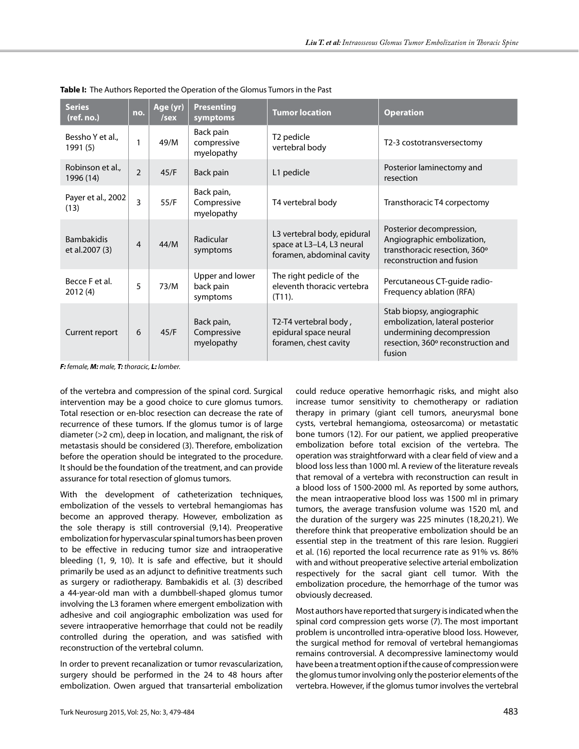**Table I:** The Authors Reported the Operation of the Glomus Tumors in the Past

| Series (ref. no.) | no. | Age (yr) /sex | Presenting symptoms | Tumor location | Operation |
|---|---|---|---|---|---|
| Bessho Y et al., 1991 (5) | 1 | 49/M | Back pain compressive myelopathy | T2 pedicle vertebral body | T2-3 costotransversectomy |
| Robinson et al., 1996 (14) | 2 | 45/F | Back pain | L1 pedicle | Posterior laminectomy and resection |
| Payer et al., 2002 (13) | 3 | 55/F | Back pain, Compressive myelopathy | T4 vertebral body | Transthoracic T4 corpectomy |
| Bambakidis et al.2007 (3) | 4 | 44/M | Radicular symptoms | L3 vertebral body, epidural space at L3–L4, L3 neural foramen, abdominal cavity | Posterior decompression, Angiographic embolization, transthoracic resection, 360º reconstruction and fusion |
| Becce F et al. 2012 (4) | 5 | 73/M | Upper and lower back pain symptoms | The right pedicle of the eleventh thoracic vertebra (T11). | Percutaneous CT-guide radio-Frequency ablation (RFA) |
| Current report | 6 | 45/F | Back pain, Compressive myelopathy | T2-T4 vertebral body , epidural space neural foramen, chest cavity | Stab biopsy, angiographic embolization, lateral posterior undermining decompression resection, 360º reconstruction and fusion |

***F:** female, **M:** male, **T:** thoracic, **L:** lomber.*

of the vertebra and compression of the spinal cord. Surgical intervention may be a good choice to cure glomus tumors. Total resection or en-bloc resection can decrease the rate of recurrence of these tumors. If the glomus tumor is of large diameter (>2 cm), deep in location, and malignant, the risk of metastasis should be considered (3). Therefore, embolization before the operation should be integrated to the procedure. It should be the foundation of the treatment, and can provide assurance for total resection of glomus tumors.

With the development of catheterization techniques, embolization of the vessels to vertebral hemangiomas has become an approved therapy. However, embolization as the sole therapy is still controversial (9,14). Preoperative embolization for hypervascular spinal tumors has been proven to be effective in reducing tumor size and intraoperative bleeding (1, 9, 10). It is safe and effective, but it should primarily be used as an adjunct to definitive treatments such as surgery or radiotherapy. Bambakidis et al. (3) described a 44-year-old man with a dumbbell-shaped glomus tumor involving the L3 foramen where emergent embolization with adhesive and coil angiographic embolization was used for severe intraoperative hemorrhage that could not be readily controlled during the operation, and was satisfied with reconstruction of the vertebral column.

In order to prevent recanalization or tumor revascularization, surgery should be performed in the 24 to 48 hours after embolization. Owen argued that transarterial embolization could reduce operative hemorrhagic risks, and might also increase tumor sensitivity to chemotherapy or radiation therapy in primary (giant cell tumors, aneurysmal bone cysts, vertebral hemangioma, osteosarcoma) or metastatic bone tumors (12). For our patient, we applied preoperative embolization before total excision of the vertebra. The operation was straightforward with a clear field of view and a blood loss less than 1000 ml. A review of the literature reveals that removal of a vertebra with reconstruction can result in a blood loss of 1500-2000 ml. As reported by some authors, the mean intraoperative blood loss was 1500 ml in primary tumors, the average transfusion volume was 1520 ml, and the duration of the surgery was 225 minutes (18,20,21). We therefore think that preoperative embolization should be an essential step in the treatment of this rare lesion. Ruggieri et al. (16) reported the local recurrence rate as 91% vs. 86% with and without preoperative selective arterial embolization respectively for the sacral giant cell tumor. With the embolization procedure, the hemorrhage of the tumor was obviously decreased.

Most authors have reported that surgery is indicated when the spinal cord compression gets worse (7). The most important problem is uncontrolled intra-operative blood loss. However, the surgical method for removal of vertebral hemangiomas remains controversial. A decompressive laminectomy would have been a treatment option if the cause of compression were the glomus tumor involving only the posterior elements of the vertebra. However, if the glomus tumor involves the vertebral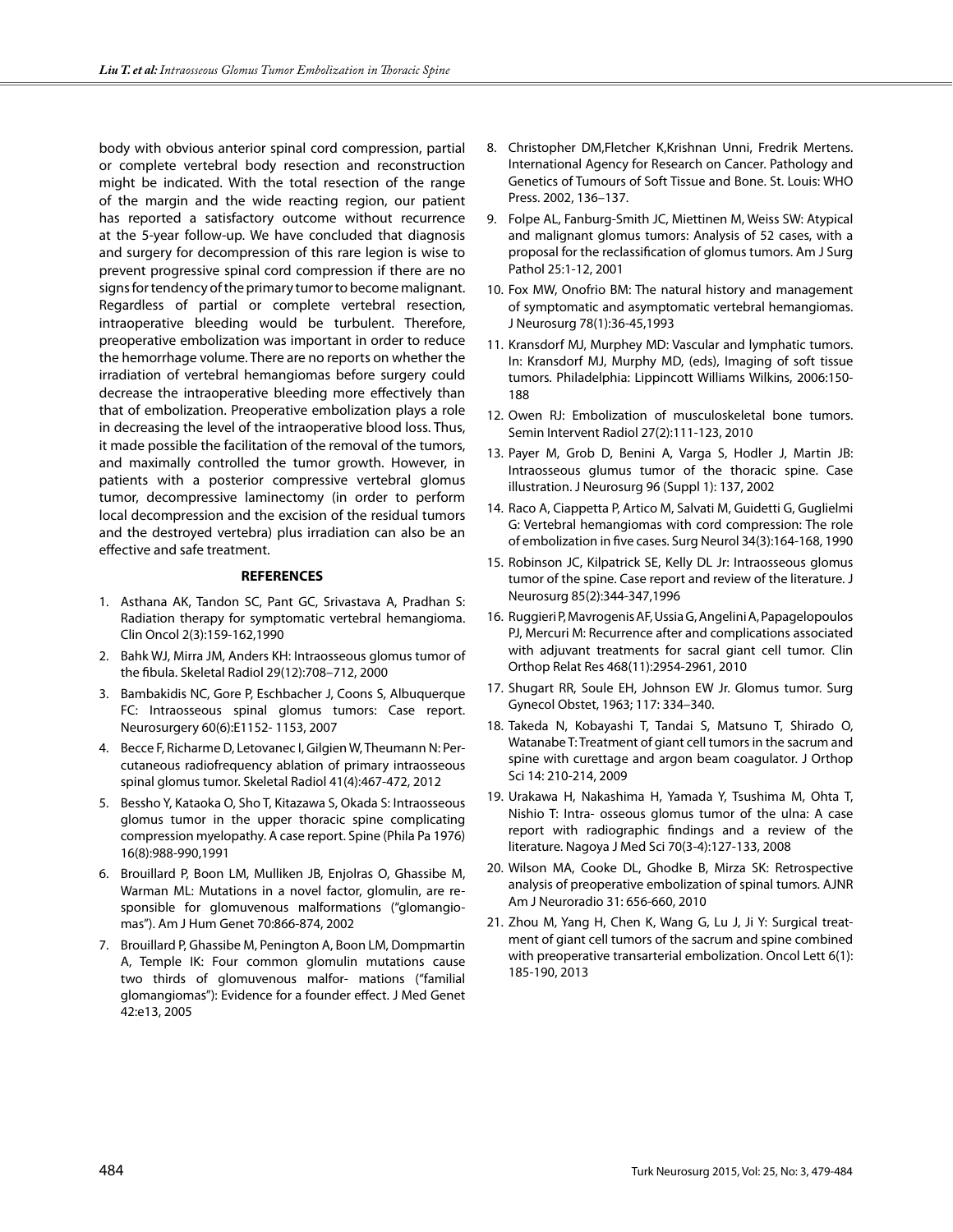body with obvious anterior spinal cord compression, partial or complete vertebral body resection and reconstruction might be indicated. With the total resection of the range of the margin and the wide reacting region, our patient has reported a satisfactory outcome without recurrence at the 5-year follow-up. We have concluded that diagnosis and surgery for decompression of this rare legion is wise to prevent progressive spinal cord compression if there are no signs for tendency of the primary tumor to become malignant. Regardless of partial or complete vertebral resection, intraoperative bleeding would be turbulent. Therefore, preoperative embolization was important in order to reduce the hemorrhage volume. There are no reports on whether the irradiation of vertebral hemangiomas before surgery could decrease the intraoperative bleeding more effectively than that of embolization. Preoperative embolization plays a role in decreasing the level of the intraoperative blood loss. Thus, it made possible the facilitation of the removal of the tumors, and maximally controlled the tumor growth. However, in patients with a posterior compressive vertebral glomus tumor, decompressive laminectomy (in order to perform local decompression and the excision of the residual tumors and the destroyed vertebra) plus irradiation can also be an effective and safe treatment.

## REFERENCES

1. Asthana AK, Tandon SC, Pant GC, Srivastava A, Pradhan S: Radiation therapy for symptomatic vertebral hemangioma. Clin Oncol 2(3):159-162,1990
2. Bahk WJ, Mirra JM, Anders KH: Intraosseous glomus tumor of the fibula. Skeletal Radiol 29(12):708–712, 2000
3. Bambakidis NC, Gore P, Eschbacher J, Coons S, Albuquerque FC: Intraosseous spinal glomus tumors: Case report. Neurosurgery 60(6):E1152- 1153, 2007
4. Becce F, Richarme D, Letovanec I, Gilgien W, Theumann N: Percutaneous radiofrequency ablation of primary intraosseous spinal glomus tumor. Skeletal Radiol 41(4):467-472, 2012
5. Bessho Y, Kataoka O, Sho T, Kitazawa S, Okada S: Intraosseous glomus tumor in the upper thoracic spine complicating compression myelopathy. A case report. Spine (Phila Pa 1976) 16(8):988-990,1991
6. Brouillard P, Boon LM, Mulliken JB, Enjolras O, Ghassibe M, Warman ML: Mutations in a novel factor, glomulin, are responsible for glomuvenous malformations ("glomangiomas"). Am J Hum Genet 70:866-874, 2002
7. Brouillard P, Ghassibe M, Penington A, Boon LM, Dompmartin A, Temple IK: Four common glomulin mutations cause two thirds of glomuvenous malfor- mations ("familial glomangiomas"): Evidence for a founder effect. J Med Genet 42:e13, 2005
8. Christopher DM,Fletcher K,Krishnan Unni, Fredrik Mertens. International Agency for Research on Cancer. Pathology and Genetics of Tumours of Soft Tissue and Bone. St. Louis: WHO Press. 2002, 136–137.
9. Folpe AL, Fanburg-Smith JC, Miettinen M, Weiss SW: Atypical and malignant glomus tumors: Analysis of 52 cases, with a proposal for the reclassification of glomus tumors. Am J Surg Pathol 25:1-12, 2001
10. Fox MW, Onofrio BM: The natural history and management of symptomatic and asymptomatic vertebral hemangiomas. J Neurosurg 78(1):36-45,1993
11. Kransdorf MJ, Murphey MD: Vascular and lymphatic tumors. In: Kransdorf MJ, Murphy MD, (eds), Imaging of soft tissue tumors. Philadelphia: Lippincott Williams Wilkins, 2006:150-188
12. Owen RJ: Embolization of musculoskeletal bone tumors. Semin Intervent Radiol 27(2):111-123, 2010
13. Payer M, Grob D, Benini A, Varga S, Hodler J, Martin JB: Intraosseous glumus tumor of the thoracic spine. Case illustration. J Neurosurg 96 (Suppl 1): 137, 2002
14. Raco A, Ciappetta P, Artico M, Salvati M, Guidetti G, Guglielmi G: Vertebral hemangiomas with cord compression: The role of embolization in five cases. Surg Neurol 34(3):164-168, 1990
15. Robinson JC, Kilpatrick SE, Kelly DL Jr: Intraosseous glomus tumor of the spine. Case report and review of the literature. J Neurosurg 85(2):344-347,1996
16. Ruggieri P, Mavrogenis AF, Ussia G, Angelini A, Papagelopoulos PJ, Mercuri M: Recurrence after and complications associated with adjuvant treatments for sacral giant cell tumor. Clin Orthop Relat Res 468(11):2954-2961, 2010
17. Shugart RR, Soule EH, Johnson EW Jr. Glomus tumor. Surg Gynecol Obstet, 1963; 117: 334–340.
18. Takeda N, Kobayashi T, Tandai S, Matsuno T, Shirado O, Watanabe T: Treatment of giant cell tumors in the sacrum and spine with curettage and argon beam coagulator. J Orthop Sci 14: 210-214, 2009
19. Urakawa H, Nakashima H, Yamada Y, Tsushima M, Ohta T, Nishio T: Intra- osseous glomus tumor of the ulna: A case report with radiographic findings and a review of the literature. Nagoya J Med Sci 70(3-4):127-133, 2008
20. Wilson MA, Cooke DL, Ghodke B, Mirza SK: Retrospective analysis of preoperative embolization of spinal tumors. AJNR Am J Neuroradio 31: 656-660, 2010
21. Zhou M, Yang H, Chen K, Wang G, Lu J, Ji Y: Surgical treatment of giant cell tumors of the sacrum and spine combined with preoperative transarterial embolization. Oncol Lett 6(1): 185-190, 2013